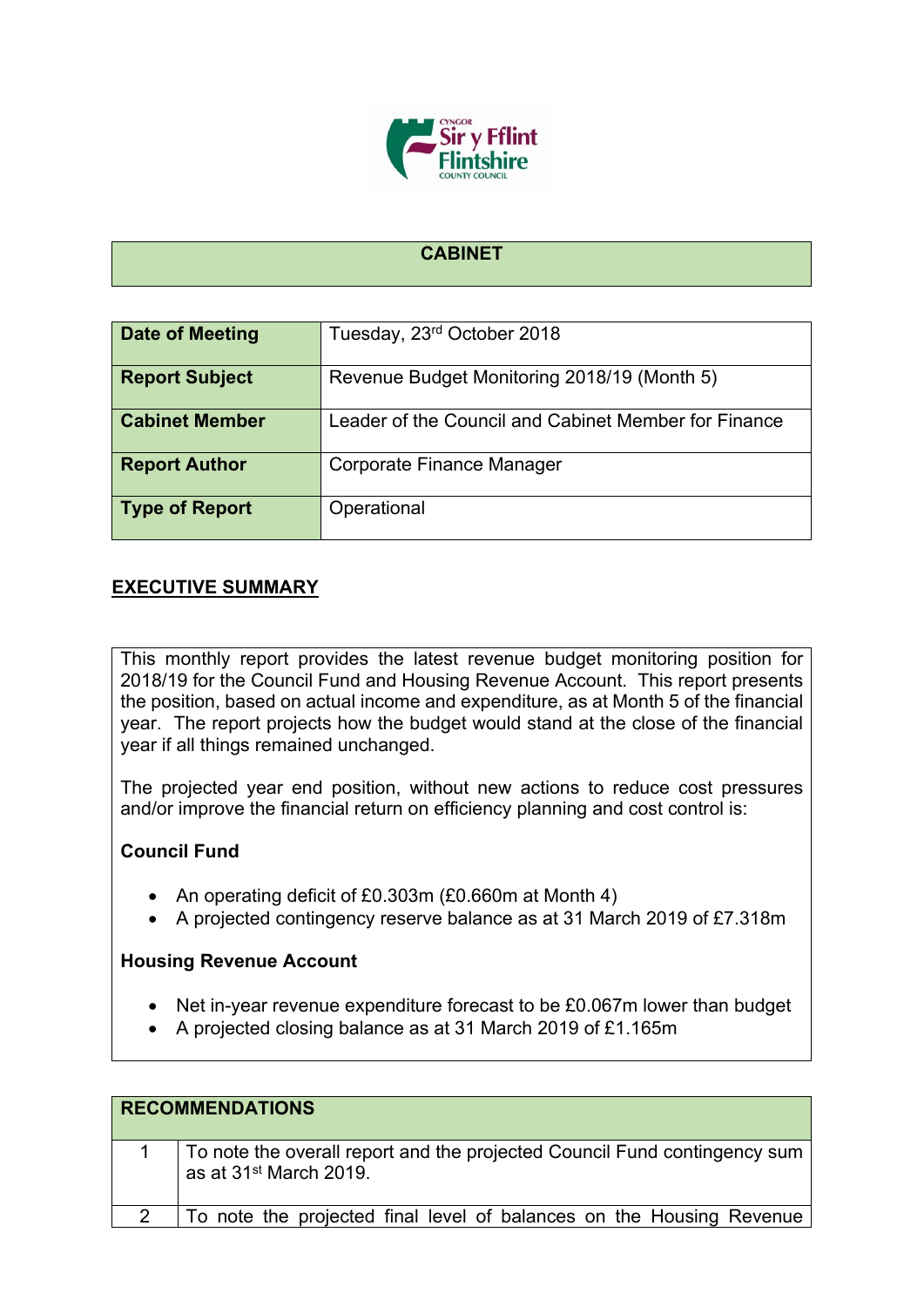## CABINET

| Date of Meeting | Tuesday, 23rd October 2018 |
|---|---|
| Report Subject | Revenue Budget Monitoring 2018/19 (Month 5) |
| Cabinet Member | Leader of the Council and Cabinet Member for Finance |
| Report Author | Corporate Finance Manager |
| Type of Report | Operational |

## EXECUTIVE SUMMARY

This monthly report provides the latest revenue budget monitoring position for 2018/19 for the Council Fund and Housing Revenue Account. This report presents the position, based on actual income and expenditure, as at Month 5 of the financial year. The report projects how the budget would stand at the close of the financial year if all things remained unchanged.

The projected year end position, without new actions to reduce cost pressures and/or improve the financial return on efficiency planning and cost control is:

**Council Fund**

- An operating deficit of £0.303m (£0.660m at Month 4)
- A projected contingency reserve balance as at 31 March 2019 of £7.318m

**Housing Revenue Account**

- Net in-year revenue expenditure forecast to be £0.067m lower than budget
- A projected closing balance as at 31 March 2019 of £1.165m

| RECOMMENDATIONS | |
|---|---|
| 1 | To note the overall report and the projected Council Fund contingency sum as at 31st March 2019. |
| 2 | To note the projected final level of balances on the Housing Revenue |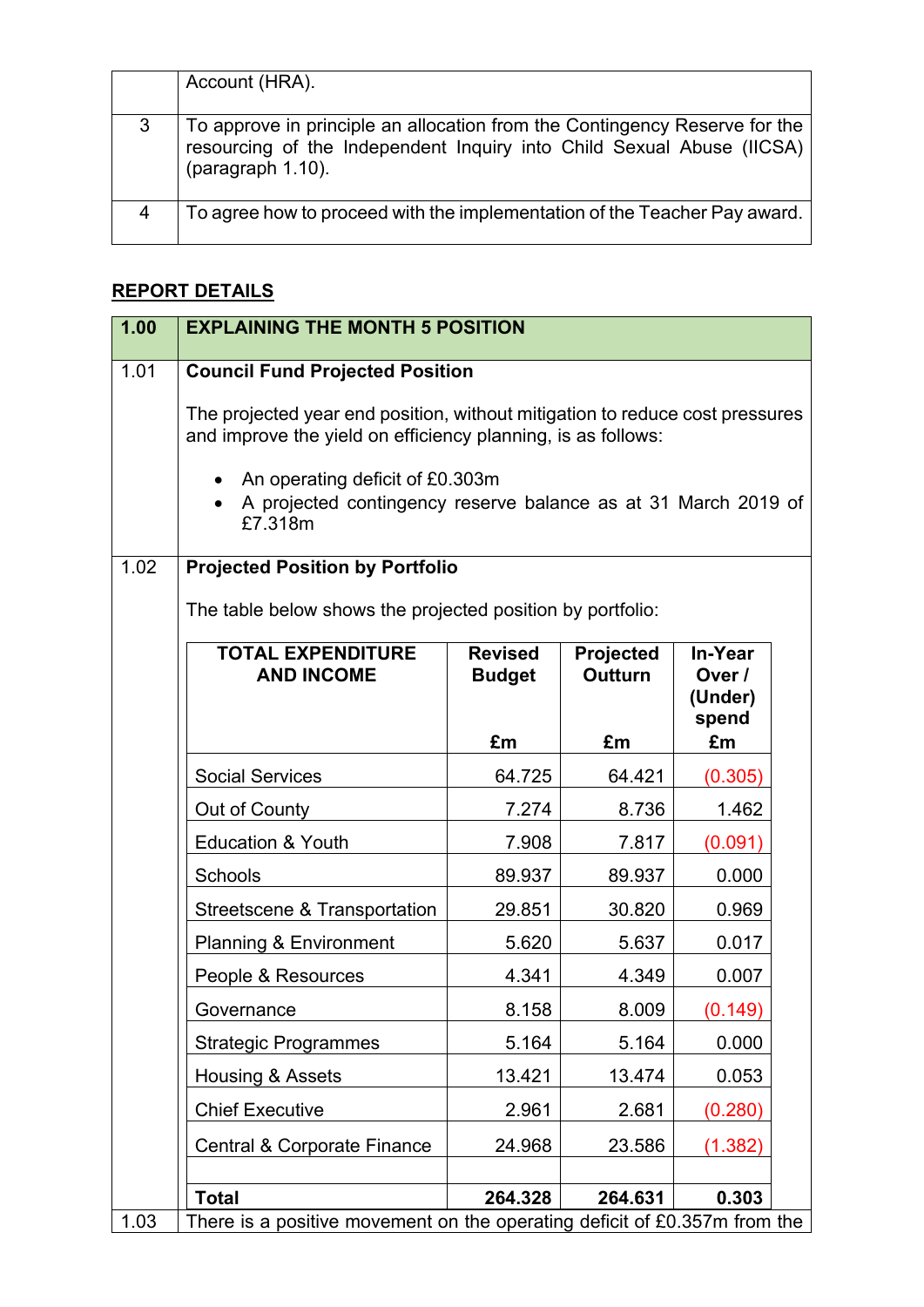| | Account (HRA). |
|---|---|
| 3 | To approve in principle an allocation from the Contingency Reserve for the resourcing of the Independent Inquiry into Child Sexual Abuse (IICSA) (paragraph 1.10). |
| 4 | To agree how to proceed with the implementation of the Teacher Pay award. |

## REPORT DETAILS

| 1.00 | EXPLAINING THE MONTH 5 POSITION |
|---|---|
| 1.01 | **Council Fund Projected Position**<br><br>The projected year end position, without mitigation to reduce cost pressures and improve the yield on efficiency planning, is as follows:<br><br>• An operating deficit of £0.303m<br>• A projected contingency reserve balance as at 31 March 2019 of £7.318m |
| 1.02 | **Projected Position by Portfolio**<br><br>The table below shows the projected position by portfolio: |

| TOTAL EXPENDITURE AND INCOME | Revised Budget £m | Projected Outturn £m | In-Year Over / (Under) spend £m |
|---|---|---|---|
| Social Services | 64.725 | 64.421 | (0.305) |
| Out of County | 7.274 | 8.736 | 1.462 |
| Education & Youth | 7.908 | 7.817 | (0.091) |
| Schools | 89.937 | 89.937 | 0.000 |
| Streetscene & Transportation | 29.851 | 30.820 | 0.969 |
| Planning & Environment | 5.620 | 5.637 | 0.017 |
| People & Resources | 4.341 | 4.349 | 0.007 |
| Governance | 8.158 | 8.009 | (0.149) |
| Strategic Programmes | 5.164 | 5.164 | 0.000 |
| Housing & Assets | 13.421 | 13.474 | 0.053 |
| Chief Executive | 2.961 | 2.681 | (0.280) |
| Central & Corporate Finance | 24.968 | 23.586 | (1.382) |
| | | | |
| **Total** | **264.328** | **264.631** | **0.303** |

| 1.03 | There is a positive movement on the operating deficit of £0.357m from the |
|---|---|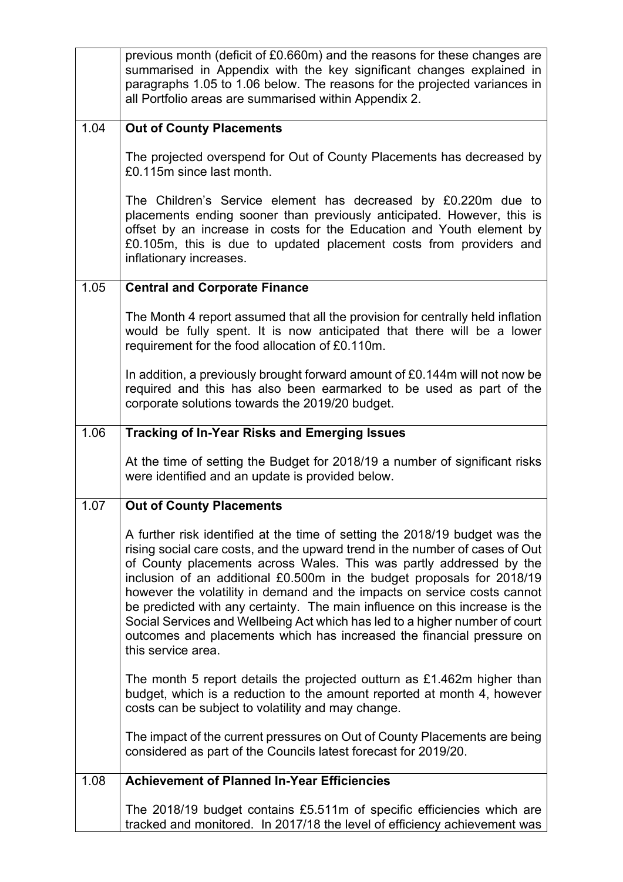| | |
|---|---|
| | previous month (deficit of £0.660m) and the reasons for these changes are summarised in Appendix with the key significant changes explained in paragraphs 1.05 to 1.06 below. The reasons for the projected variances in all Portfolio areas are summarised within Appendix 2. |
| 1.04 | **Out of County Placements**<br><br>The projected overspend for Out of County Placements has decreased by £0.115m since last month.<br><br>The Children's Service element has decreased by £0.220m due to placements ending sooner than previously anticipated. However, this is offset by an increase in costs for the Education and Youth element by £0.105m, this is due to updated placement costs from providers and inflationary increases. |
| 1.05 | **Central and Corporate Finance**<br><br>The Month 4 report assumed that all the provision for centrally held inflation would be fully spent. It is now anticipated that there will be a lower requirement for the food allocation of £0.110m.<br><br>In addition, a previously brought forward amount of £0.144m will not now be required and this has also been earmarked to be used as part of the corporate solutions towards the 2019/20 budget. |
| 1.06 | **Tracking of In-Year Risks and Emerging Issues**<br><br>At the time of setting the Budget for 2018/19 a number of significant risks were identified and an update is provided below. |
| 1.07 | **Out of County Placements**<br><br>A further risk identified at the time of setting the 2018/19 budget was the rising social care costs, and the upward trend in the number of cases of Out of County placements across Wales. This was partly addressed by the inclusion of an additional £0.500m in the budget proposals for 2018/19 however the volatility in demand and the impacts on service costs cannot be predicted with any certainty. The main influence on this increase is the Social Services and Wellbeing Act which has led to a higher number of court outcomes and placements which has increased the financial pressure on this service area.<br><br>The month 5 report details the projected outturn as £1.462m higher than budget, which is a reduction to the amount reported at month 4, however costs can be subject to volatility and may change.<br><br>The impact of the current pressures on Out of County Placements are being considered as part of the Councils latest forecast for 2019/20. |
| 1.08 | **Achievement of Planned In-Year Efficiencies**<br><br>The 2018/19 budget contains £5.511m of specific efficiencies which are tracked and monitored. In 2017/18 the level of efficiency achievement was |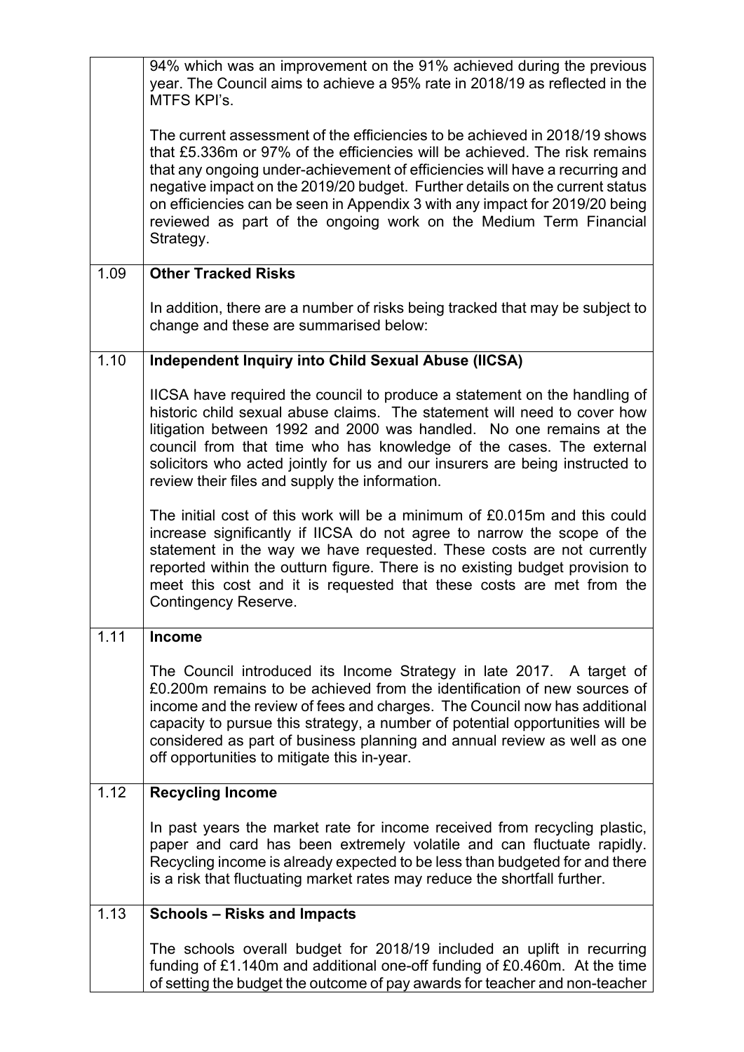| | |
|---|---|
| | 94% which was an improvement on the 91% achieved during the previous year. The Council aims to achieve a 95% rate in 2018/19 as reflected in the MTFS KPI's.<br><br>The current assessment of the efficiencies to be achieved in 2018/19 shows that £5.336m or 97% of the efficiencies will be achieved. The risk remains that any ongoing under-achievement of efficiencies will have a recurring and negative impact on the 2019/20 budget. Further details on the current status on efficiencies can be seen in Appendix 3 with any impact for 2019/20 being reviewed as part of the ongoing work on the Medium Term Financial Strategy. |
| 1.09 | **Other Tracked Risks**<br><br>In addition, there are a number of risks being tracked that may be subject to change and these are summarised below: |
| 1.10 | **Independent Inquiry into Child Sexual Abuse (IICSA)**<br><br>IICSA have required the council to produce a statement on the handling of historic child sexual abuse claims. The statement will need to cover how litigation between 1992 and 2000 was handled. No one remains at the council from that time who has knowledge of the cases. The external solicitors who acted jointly for us and our insurers are being instructed to review their files and supply the information.<br><br>The initial cost of this work will be a minimum of £0.015m and this could increase significantly if IICSA do not agree to narrow the scope of the statement in the way we have requested. These costs are not currently reported within the outturn figure. There is no existing budget provision to meet this cost and it is requested that these costs are met from the Contingency Reserve. |
| 1.11 | **Income**<br><br>The Council introduced its Income Strategy in late 2017. A target of £0.200m remains to be achieved from the identification of new sources of income and the review of fees and charges. The Council now has additional capacity to pursue this strategy, a number of potential opportunities will be considered as part of business planning and annual review as well as one off opportunities to mitigate this in-year. |
| 1.12 | **Recycling Income**<br><br>In past years the market rate for income received from recycling plastic, paper and card has been extremely volatile and can fluctuate rapidly. Recycling income is already expected to be less than budgeted for and there is a risk that fluctuating market rates may reduce the shortfall further. |
| 1.13 | **Schools – Risks and Impacts**<br><br>The schools overall budget for 2018/19 included an uplift in recurring funding of £1.140m and additional one-off funding of £0.460m. At the time of setting the budget the outcome of pay awards for teacher and non-teacher |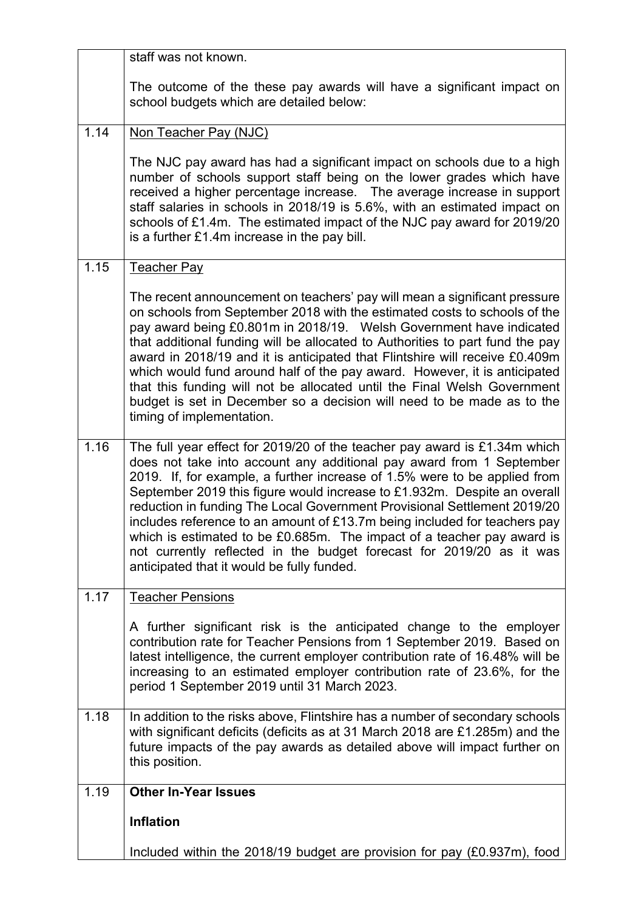| | |
|---|---|
| | staff was not known.<br><br>The outcome of the these pay awards will have a significant impact on school budgets which are detailed below: |
| 1.14 | <u>Non Teacher Pay (NJC)</u><br><br>The NJC pay award has had a significant impact on schools due to a high number of schools support staff being on the lower grades which have received a higher percentage increase. The average increase in support staff salaries in schools in 2018/19 is 5.6%, with an estimated impact on schools of £1.4m. The estimated impact of the NJC pay award for 2019/20 is a further £1.4m increase in the pay bill. |
| 1.15 | <u>Teacher Pay</u><br><br>The recent announcement on teachers' pay will mean a significant pressure on schools from September 2018 with the estimated costs to schools of the pay award being £0.801m in 2018/19. Welsh Government have indicated that additional funding will be allocated to Authorities to part fund the pay award in 2018/19 and it is anticipated that Flintshire will receive £0.409m which would fund around half of the pay award. However, it is anticipated that this funding will not be allocated until the Final Welsh Government budget is set in December so a decision will need to be made as to the timing of implementation. |
| 1.16 | The full year effect for 2019/20 of the teacher pay award is £1.34m which does not take into account any additional pay award from 1 September 2019. If, for example, a further increase of 1.5% were to be applied from September 2019 this figure would increase to £1.932m. Despite an overall reduction in funding The Local Government Provisional Settlement 2019/20 includes reference to an amount of £13.7m being included for teachers pay which is estimated to be £0.685m. The impact of a teacher pay award is not currently reflected in the budget forecast for 2019/20 as it was anticipated that it would be fully funded. |
| 1.17 | <u>Teacher Pensions</u><br><br>A further significant risk is the anticipated change to the employer contribution rate for Teacher Pensions from 1 September 2019. Based on latest intelligence, the current employer contribution rate of 16.48% will be increasing to an estimated employer contribution rate of 23.6%, for the period 1 September 2019 until 31 March 2023. |
| 1.18 | In addition to the risks above, Flintshire has a number of secondary schools with significant deficits (deficits as at 31 March 2018 are £1.285m) and the future impacts of the pay awards as detailed above will impact further on this position. |
| 1.19 | **Other In-Year Issues**<br><br>**Inflation**<br><br>Included within the 2018/19 budget are provision for pay (£0.937m), food |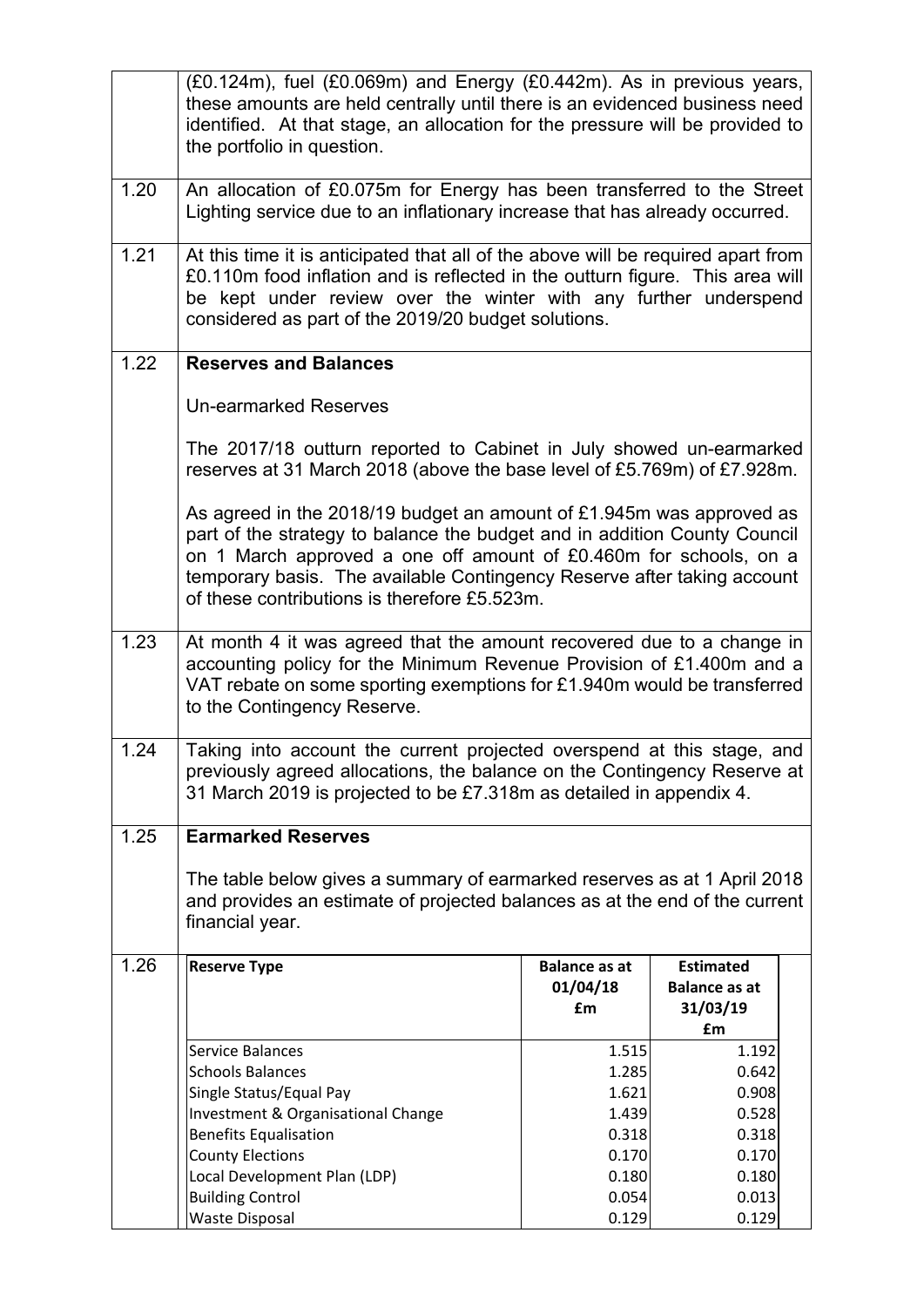| | |
|---|---|
| | (£0.124m), fuel (£0.069m) and Energy (£0.442m). As in previous years, these amounts are held centrally until there is an evidenced business need identified. At that stage, an allocation for the pressure will be provided to the portfolio in question. |
| 1.20 | An allocation of £0.075m for Energy has been transferred to the Street Lighting service due to an inflationary increase that has already occurred. |
| 1.21 | At this time it is anticipated that all of the above will be required apart from £0.110m food inflation and is reflected in the outturn figure. This area will be kept under review over the winter with any further underspend considered as part of the 2019/20 budget solutions. |
| 1.22 | **Reserves and Balances**<br><br>Un-earmarked Reserves<br><br>The 2017/18 outturn reported to Cabinet in July showed un-earmarked reserves at 31 March 2018 (above the base level of £5.769m) of £7.928m.<br><br>As agreed in the 2018/19 budget an amount of £1.945m was approved as part of the strategy to balance the budget and in addition County Council on 1 March approved a one off amount of £0.460m for schools, on a temporary basis. The available Contingency Reserve after taking account of these contributions is therefore £5.523m. |
| 1.23 | At month 4 it was agreed that the amount recovered due to a change in accounting policy for the Minimum Revenue Provision of £1.400m and a VAT rebate on some sporting exemptions for £1.940m would be transferred to the Contingency Reserve. |
| 1.24 | Taking into account the current projected overspend at this stage, and previously agreed allocations, the balance on the Contingency Reserve at 31 March 2019 is projected to be £7.318m as detailed in appendix 4. |
| 1.25 | **Earmarked Reserves**<br><br>The table below gives a summary of earmarked reserves as at 1 April 2018 and provides an estimate of projected balances as at the end of the current financial year. |
| 1.26 | |

| Reserve Type | Balance as at 01/04/18 £m | Estimated Balance as at 31/03/19 £m |
|---|---|---|
| Service Balances | 1.515 | 1.192 |
| Schools Balances | 1.285 | 0.642 |
| Single Status/Equal Pay | 1.621 | 0.908 |
| Investment & Organisational Change | 1.439 | 0.528 |
| Benefits Equalisation | 0.318 | 0.318 |
| County Elections | 0.170 | 0.170 |
| Local Development Plan (LDP) | 0.180 | 0.180 |
| Building Control | 0.054 | 0.013 |
| Waste Disposal | 0.129 | 0.129 |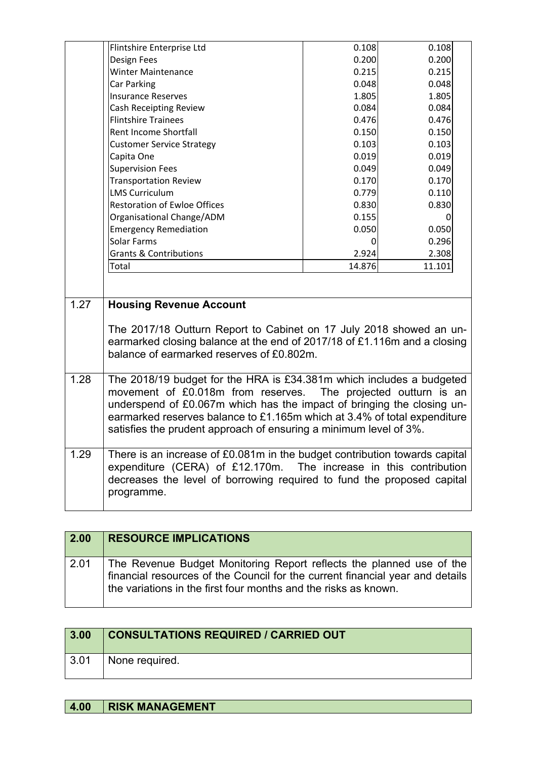| | | |
|---|---|---|
| Flintshire Enterprise Ltd | 0.108 | 0.108 |
| Design Fees | 0.200 | 0.200 |
| Winter Maintenance | 0.215 | 0.215 |
| Car Parking | 0.048 | 0.048 |
| Insurance Reserves | 1.805 | 1.805 |
| Cash Receipting Review | 0.084 | 0.084 |
| Flintshire Trainees | 0.476 | 0.476 |
| Rent Income Shortfall | 0.150 | 0.150 |
| Customer Service Strategy | 0.103 | 0.103 |
| Capita One | 0.019 | 0.019 |
| Supervision Fees | 0.049 | 0.049 |
| Transportation Review | 0.170 | 0.170 |
| LMS Curriculum | 0.779 | 0.110 |
| Restoration of Ewloe Offices | 0.830 | 0.830 |
| Organisational Change/ADM | 0.155 | 0 |
| Emergency Remediation | 0.050 | 0.050 |
| Solar Farms | 0 | 0.296 |
| Grants & Contributions | 2.924 | 2.308 |
| Total | 14.876 | 11.101 |

**1.27 Housing Revenue Account**

The 2017/18 Outturn Report to Cabinet on 17 July 2018 showed an un-earmarked closing balance at the end of 2017/18 of £1.116m and a closing balance of earmarked reserves of £0.802m.

1.28 The 2018/19 budget for the HRA is £34.381m which includes a budgeted movement of £0.018m from reserves. The projected outturn is an underspend of £0.067m which has the impact of bringing the closing un-earmarked reserves balance to £1.165m which at 3.4% of total expenditure satisfies the prudent approach of ensuring a minimum level of 3%.

1.29 There is an increase of £0.081m in the budget contribution towards capital expenditure (CERA) of £12.170m. The increase in this contribution decreases the level of borrowing required to fund the proposed capital programme.

## 2.00 RESOURCE IMPLICATIONS

2.01 The Revenue Budget Monitoring Report reflects the planned use of the financial resources of the Council for the current financial year and details the variations in the first four months and the risks as known.

## 3.00 CONSULTATIONS REQUIRED / CARRIED OUT

3.01 None required.

## 4.00 RISK MANAGEMENT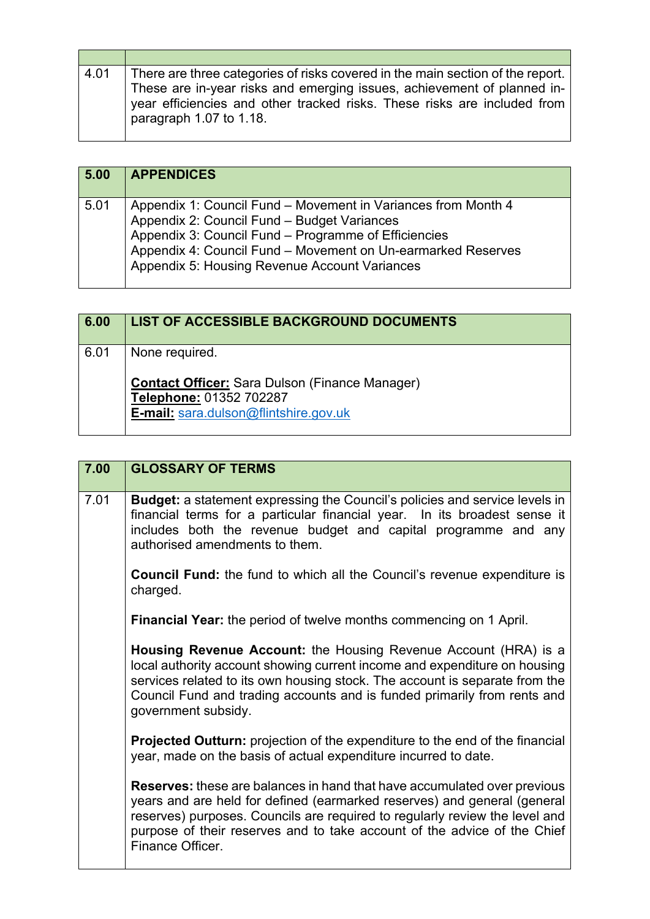| | |
|---|---|
| 4.01 | There are three categories of risks covered in the main section of the report. These are in-year risks and emerging issues, achievement of planned in-year efficiencies and other tracked risks. These risks are included from paragraph 1.07 to 1.18. |

| 5.00 | APPENDICES |
|---|---|
| 5.01 | Appendix 1: Council Fund – Movement in Variances from Month 4<br>Appendix 2: Council Fund – Budget Variances<br>Appendix 3: Council Fund – Programme of Efficiencies<br>Appendix 4: Council Fund – Movement on Un-earmarked Reserves<br>Appendix 5: Housing Revenue Account Variances |

| 6.00 | LIST OF ACCESSIBLE BACKGROUND DOCUMENTS |
|---|---|
| 6.01 | None required.<br><br>**Contact Officer:** Sara Dulson (Finance Manager)<br>**Telephone:** 01352 702287<br>**E-mail:** sara.dulson@flintshire.gov.uk |

| 7.00 | GLOSSARY OF TERMS |
|---|---|
| 7.01 | **Budget:** a statement expressing the Council's policies and service levels in financial terms for a particular financial year. In its broadest sense it includes both the revenue budget and capital programme and any authorised amendments to them.<br><br>**Council Fund:** the fund to which all the Council's revenue expenditure is charged.<br><br>**Financial Year:** the period of twelve months commencing on 1 April.<br><br>**Housing Revenue Account:** the Housing Revenue Account (HRA) is a local authority account showing current income and expenditure on housing services related to its own housing stock. The account is separate from the Council Fund and trading accounts and is funded primarily from rents and government subsidy.<br><br>**Projected Outturn:** projection of the expenditure to the end of the financial year, made on the basis of actual expenditure incurred to date.<br><br>**Reserves:** these are balances in hand that have accumulated over previous years and are held for defined (earmarked reserves) and general (general reserves) purposes. Councils are required to regularly review the level and purpose of their reserves and to take account of the advice of the Chief Finance Officer. |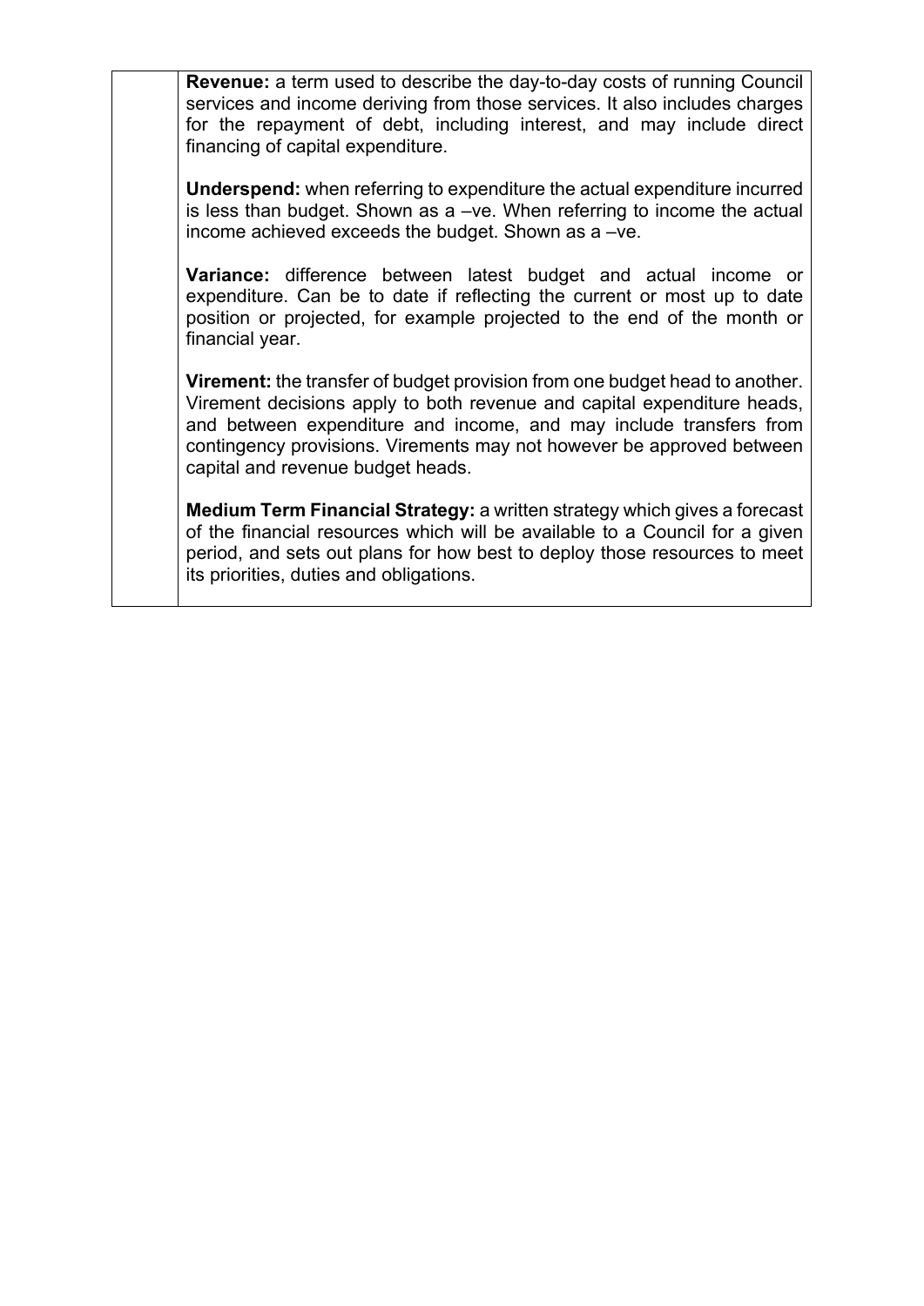**Revenue:** a term used to describe the day-to-day costs of running Council services and income deriving from those services. It also includes charges for the repayment of debt, including interest, and may include direct financing of capital expenditure.

**Underspend:** when referring to expenditure the actual expenditure incurred is less than budget. Shown as a –ve. When referring to income the actual income achieved exceeds the budget. Shown as a –ve.

**Variance:** difference between latest budget and actual income or expenditure. Can be to date if reflecting the current or most up to date position or projected, for example projected to the end of the month or financial year.

**Virement:** the transfer of budget provision from one budget head to another. Virement decisions apply to both revenue and capital expenditure heads, and between expenditure and income, and may include transfers from contingency provisions. Virements may not however be approved between capital and revenue budget heads.

**Medium Term Financial Strategy:** a written strategy which gives a forecast of the financial resources which will be available to a Council for a given period, and sets out plans for how best to deploy those resources to meet its priorities, duties and obligations.